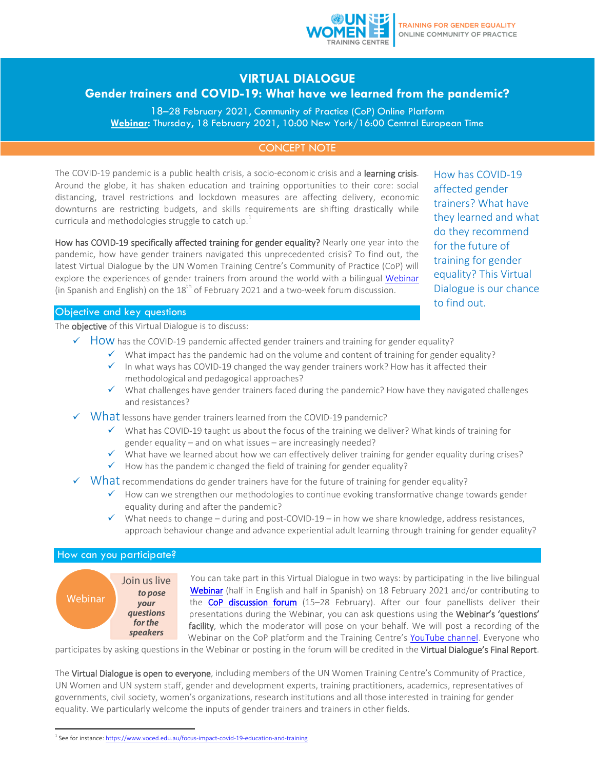UN WOMEN TRAINING CENTRE | TRAINING FOR GENDER EQUALITY ONLINE COMMUNITY OF PRACTICE

# VIRTUAL DIALOGUE

## Gender trainers and COVID-19: What have we learned from the pandemic?

18–28 February 2021, Community of Practice (CoP) Online Platform
**Webinar**: Thursday, 18 February 2021, 10:00 New York/16:00 Central European Time

## CONCEPT NOTE

The COVID-19 pandemic is a public health crisis, a socio-economic crisis and a **learning crisis**. Around the globe, it has shaken education and training opportunities to their core: social distancing, travel restrictions and lockdown measures are affecting delivery, economic downturns are restricting budgets, and skills requirements are shifting drastically while curricula and methodologies struggle to catch up.[1]

**How has COVID-19 specifically affected training for gender equality?** Nearly one year into the pandemic, how have gender trainers navigated this unprecedented crisis? To find out, the latest Virtual Dialogue by the UN Women Training Centre's Community of Practice (CoP) will explore the experiences of gender trainers from around the world with a bilingual Webinar (in Spanish and English) on the 18th of February 2021 and a two-week forum discussion.

How has COVID-19 affected gender trainers? What have they learned and what do they recommend for the future of training for gender equality? This Virtual Dialogue is our chance to find out.

### Objective and key questions

The **objective** of this Virtual Dialogue is to discuss:

- ✓ How has the COVID-19 pandemic affected gender trainers and training for gender equality?
  - ✓ What impact has the pandemic had on the volume and content of training for gender equality?
  - ✓ In what ways has COVID-19 changed the way gender trainers work? How has it affected their methodological and pedagogical approaches?
  - ✓ What challenges have gender trainers faced during the pandemic? How have they navigated challenges and resistances?
- ✓ What lessons have gender trainers learned from the COVID-19 pandemic?
  - ✓ What has COVID-19 taught us about the focus of the training we deliver? What kinds of training for gender equality – and on what issues – are increasingly needed?
  - ✓ What have we learned about how we can effectively deliver training for gender equality during crises?
  - ✓ How has the pandemic changed the field of training for gender equality?
- ✓ What recommendations do gender trainers have for the future of training for gender equality?
  - ✓ How can we strengthen our methodologies to continue evoking transformative change towards gender equality during and after the pandemic?
  - ✓ What needs to change – during and post-COVID-19 – in how we share knowledge, address resistances, approach behaviour change and advance experiential adult learning through training for gender equality?

### How can you participate?

Webinar — Join us live *to pose your questions for the speakers*

You can take part in this Virtual Dialogue in two ways: by participating in the live bilingual **Webinar** (half in English and half in Spanish) on 18 February 2021 and/or contributing to the **CoP discussion forum** (15–28 February). After our four panellists deliver their presentations during the Webinar, you can ask questions using the **Webinar's 'questions' facility**, which the moderator will pose on your behalf. We will post a recording of the Webinar on the CoP platform and the Training Centre's YouTube channel. Everyone who participates by asking questions in the Webinar or posting in the forum will be credited in the **Virtual Dialogue's Final Report**.

The **Virtual Dialogue is open to everyone**, including members of the UN Women Training Centre's Community of Practice, UN Women and UN system staff, gender and development experts, training practitioners, academics, representatives of governments, civil society, women's organizations, research institutions and all those interested in training for gender equality. We particularly welcome the inputs of gender trainers and trainers in other fields.

---

[1] See for instance: https://www.voced.edu.au/focus-impact-covid-19-education-and-training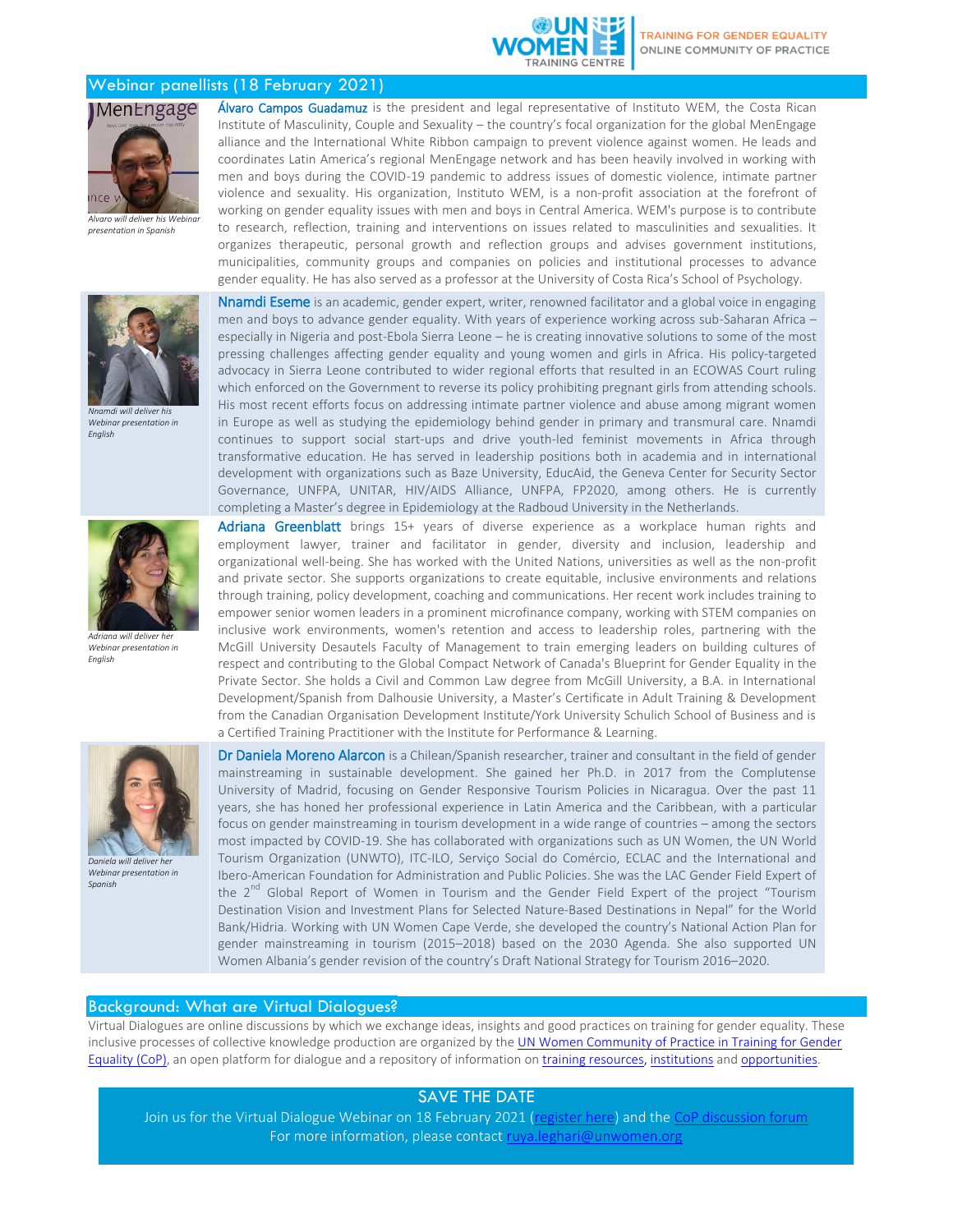## Webinar panellists (18 February 2021)

*Alvaro will deliver his Webinar presentation in Spanish*

**Álvaro Campos Guadamuz** is the president and legal representative of Instituto WEM, the Costa Rican Institute of Masculinity, Couple and Sexuality – the country's focal organization for the global MenEngage alliance and the International White Ribbon campaign to prevent violence against women. He leads and coordinates Latin America's regional MenEngage network and has been heavily involved in working with men and boys during the COVID-19 pandemic to address issues of domestic violence, intimate partner violence and sexuality. His organization, Instituto WEM, is a non-profit association at the forefront of working on gender equality issues with men and boys in Central America. WEM's purpose is to contribute to research, reflection, training and interventions on issues related to masculinities and sexualities. It organizes therapeutic, personal growth and reflection groups and advises government institutions, municipalities, community groups and companies on policies and institutional processes to advance gender equality. He has also served as a professor at the University of Costa Rica's School of Psychology.

*Nnamdi will deliver his Webinar presentation in English*

**Nnamdi Eseme** is an academic, gender expert, writer, renowned facilitator and a global voice in engaging men and boys to advance gender equality. With years of experience working across sub-Saharan Africa – especially in Nigeria and post-Ebola Sierra Leone – he is creating innovative solutions to some of the most pressing challenges affecting gender equality and young women and girls in Africa. His policy-targeted advocacy in Sierra Leone contributed to wider regional efforts that resulted in an ECOWAS Court ruling which enforced on the Government to reverse its policy prohibiting pregnant girls from attending schools. His most recent efforts focus on addressing intimate partner violence and abuse among migrant women in Europe as well as studying the epidemiology behind gender in primary and transmural care. Nnamdi continues to support social start-ups and drive youth-led feminist movements in Africa through transformative education. He has served in leadership positions both in academia and in international development with organizations such as Baze University, EducAid, the Geneva Center for Security Sector Governance, UNFPA, UNITAR, HIV/AIDS Alliance, UNFPA, FP2020, among others. He is currently completing a Master's degree in Epidemiology at the Radboud University in the Netherlands.

*Adriana will deliver her Webinar presentation in English*

**Adriana Greenblatt** brings 15+ years of diverse experience as a workplace human rights and employment lawyer, trainer and facilitator in gender, diversity and inclusion, leadership and organizational well-being. She has worked with the United Nations, universities as well as the non-profit and private sector. She supports organizations to create equitable, inclusive environments and relations through training, policy development, coaching and communications. Her recent work includes training to empower senior women leaders in a prominent microfinance company, working with STEM companies on inclusive work environments, women's retention and access to leadership roles, partnering with the McGill University Desautels Faculty of Management to train emerging leaders on building cultures of respect and contributing to the Global Compact Network of Canada's Blueprint for Gender Equality in the Private Sector. She holds a Civil and Common Law degree from McGill University, a B.A. in International Development/Spanish from Dalhousie University, a Master's Certificate in Adult Training & Development from the Canadian Organisation Development Institute/York University Schulich School of Business and is a Certified Training Practitioner with the Institute for Performance & Learning.

*Daniela will deliver her Webinar presentation in Spanish*

**Dr Daniela Moreno Alarcon** is a Chilean/Spanish researcher, trainer and consultant in the field of gender mainstreaming in sustainable development. She gained her Ph.D. in 2017 from the Complutense University of Madrid, focusing on Gender Responsive Tourism Policies in Nicaragua. Over the past 11 years, she has honed her professional experience in Latin America and the Caribbean, with a particular focus on gender mainstreaming in tourism development in a wide range of countries – among the sectors most impacted by COVID-19. She has collaborated with organizations such as UN Women, the UN World Tourism Organization (UNWTO), ITC-ILO, Serviço Social do Comércio, ECLAC and the International and Ibero-American Foundation for Administration and Public Policies. She was the LAC Gender Field Expert of the 2nd Global Report of Women in Tourism and the Gender Field Expert of the project "Tourism Destination Vision and Investment Plans for Selected Nature-Based Destinations in Nepal" for the World Bank/Hidria. Working with UN Women Cape Verde, she developed the country's National Action Plan for gender mainstreaming in tourism (2015–2018) based on the 2030 Agenda. She also supported UN Women Albania's gender revision of the country's Draft National Strategy for Tourism 2016–2020.

## Background: What are Virtual Dialogues?

Virtual Dialogues are online discussions by which we exchange ideas, insights and good practices on training for gender equality. These inclusive processes of collective knowledge production are organized by the UN Women Community of Practice in Training for Gender Equality (CoP), an open platform for dialogue and a repository of information on training resources, institutions and opportunities.

## SAVE THE DATE

Join us for the Virtual Dialogue Webinar on 18 February 2021 (register here) and the CoP discussion forum
For more information, please contact ruya.leghari@unwomen.org